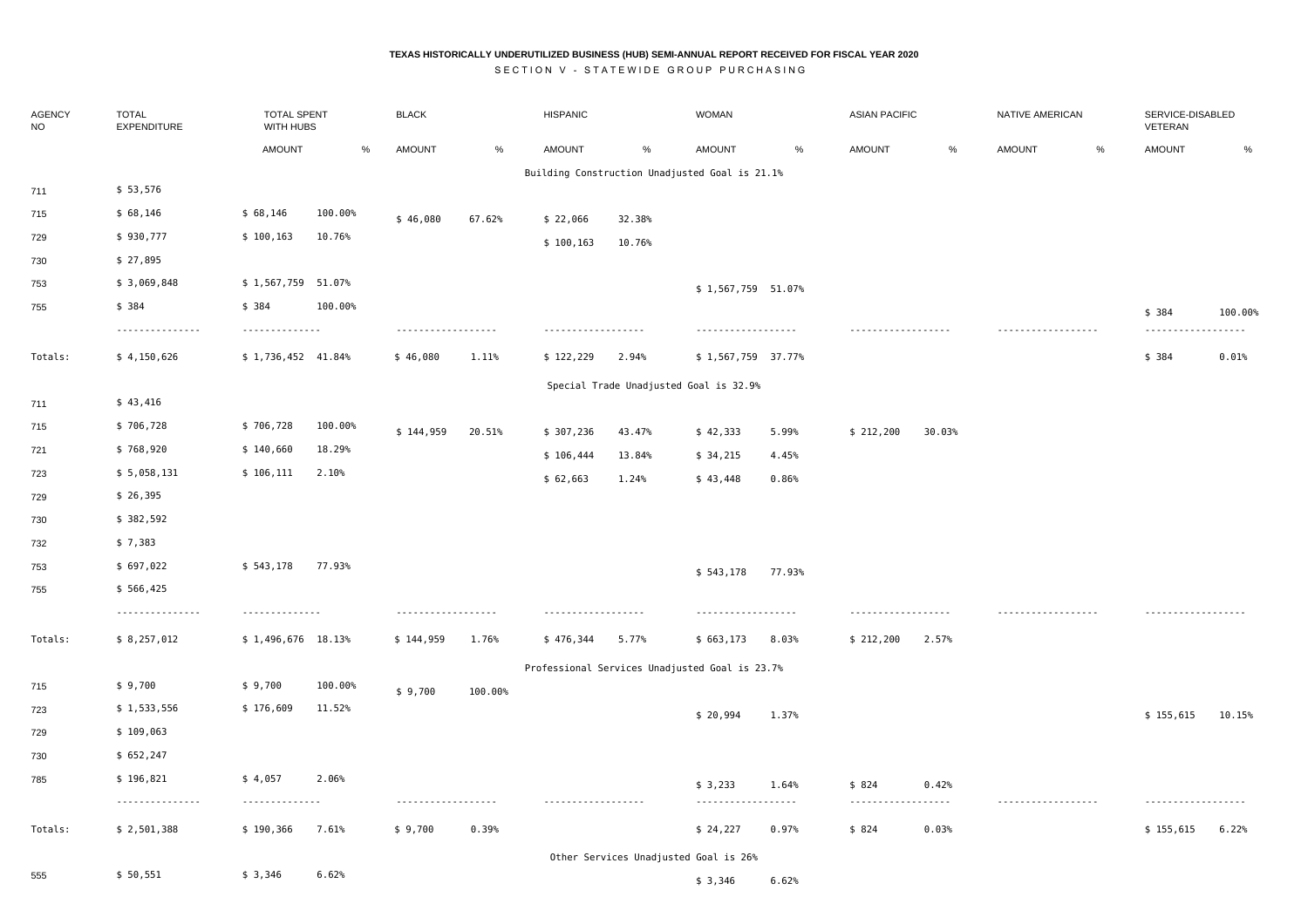**TEXAS HISTORICALLY UNDERUTILIZED BUSINESS (HUB) SEMI-ANNUAL REPORT RECEIVED FOR FISCAL YEAR 2020**

SECTION V - STATEWIDE GROUP PURCHASING

| AGENCY NO | TOTAL EXPENDITURE | TOTAL SPENT WITH HUBS | | BLACK | | HISPANIC | | WOMAN | | ASIAN PACIFIC | | NATIVE AMERICAN | | SERVICE-DISABLED VETERAN | |
|---|---|---|---|---|---|---|---|---|---|---|---|---|---|---|---|
| | | AMOUNT | % | AMOUNT | % | AMOUNT | % | AMOUNT | % | AMOUNT | % | AMOUNT | % | AMOUNT | % |
| | | | | | | Building Construction Unadjusted Goal is 21.1% | | | | | | | | | |
| 711 | $ 53,576 | | | | | | | | | | | | | | |
| 715 | $ 68,146 | $ 68,146 | 100.00% | $ 46,080 | 67.62% | $ 22,066 | 32.38% | | | | | | | | |
| 729 | $ 930,777 | $ 100,163 | 10.76% | | | $ 100,163 | 10.76% | | | | | | | | |
| 730 | $ 27,895 | | | | | | | | | | | | | | |
| 753 | $ 3,069,848 | $ 1,567,759 | 51.07% | | | | | $ 1,567,759 | 51.07% | | | | | | |
| 755 | $ 384 | $ 384 | 100.00% | | | | | | | | | | | $ 384 | 100.00% |
| Totals: | $ 4,150,626 | $ 1,736,452 | 41.84% | $ 46,080 | 1.11% | $ 122,229 | 2.94% | $ 1,567,759 | 37.77% | | | | | $ 384 | 0.01% |
| | | | | | | Special Trade Unadjusted Goal is 32.9% | | | | | | | | | |
| 711 | $ 43,416 | | | | | | | | | | | | | | |
| 715 | $ 706,728 | $ 706,728 | 100.00% | $ 144,959 | 20.51% | $ 307,236 | 43.47% | $ 42,333 | 5.99% | $ 212,200 | 30.03% | | | | |
| 721 | $ 768,920 | $ 140,660 | 18.29% | | | $ 106,444 | 13.84% | $ 34,215 | 4.45% | | | | | | |
| 723 | $ 5,058,131 | $ 106,111 | 2.10% | | | $ 62,663 | 1.24% | $ 43,448 | 0.86% | | | | | | |
| 729 | $ 26,395 | | | | | | | | | | | | | | |
| 730 | $ 382,592 | | | | | | | | | | | | | | |
| 732 | $ 7,383 | | | | | | | | | | | | | | |
| 753 | $ 697,022 | $ 543,178 | 77.93% | | | | | $ 543,178 | 77.93% | | | | | | |
| 755 | $ 566,425 | | | | | | | | | | | | | | |
| Totals: | $ 8,257,012 | $ 1,496,676 | 18.13% | $ 144,959 | 1.76% | $ 476,344 | 5.77% | $ 663,173 | 8.03% | $ 212,200 | 2.57% | | | | |
| | | | | | | Professional Services Unadjusted Goal is 23.7% | | | | | | | | | |
| 715 | $ 9,700 | $ 9,700 | 100.00% | $ 9,700 | 100.00% | | | | | | | | | | |
| 723 | $ 1,533,556 | $ 176,609 | 11.52% | | | | | $ 20,994 | 1.37% | | | | | $ 155,615 | 10.15% |
| 729 | $ 109,063 | | | | | | | | | | | | | | |
| 730 | $ 652,247 | | | | | | | | | | | | | | |
| 785 | $ 196,821 | $ 4,057 | 2.06% | | | | | $ 3,233 | 1.64% | $ 824 | 0.42% | | | | |
| Totals: | $ 2,501,388 | $ 190,366 | 7.61% | $ 9,700 | 0.39% | | | $ 24,227 | 0.97% | $ 824 | 0.03% | | | $ 155,615 | 6.22% |
| | | | | | | Other Services Unadjusted Goal is 26% | | | | | | | | | |
| 555 | $ 50,551 | $ 3,346 | 6.62% | | | | | $ 3,346 | 6.62% | | | | | | |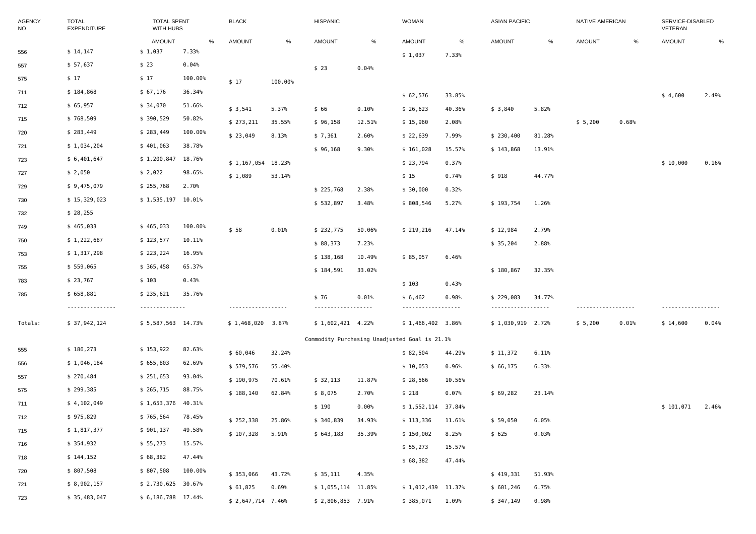| AGENCY NO | TOTAL EXPENDITURE | TOTAL SPENT WITH HUBS | | BLACK | | HISPANIC | | WOMAN | | ASIAN PACIFIC | | NATIVE AMERICAN | | SERVICE-DISABLED VETERAN | |
|---|---|---|---|---|---|---|---|---|---|---|---|---|---|---|---|
| | | AMOUNT | % | AMOUNT | % | AMOUNT | % | AMOUNT | % | AMOUNT | % | AMOUNT | % | AMOUNT | % |
| 556 | $ 14,147 | $ 1,037 | 7.33% | | | | | $ 1,037 | 7.33% | | | | | | |
| 557 | $ 57,637 | $ 23 | 0.04% | | | $ 23 | 0.04% | | | | | | | | |
| 575 | $ 17 | $ 17 | 100.00% | $ 17 | 100.00% | | | | | | | | | | |
| 711 | $ 184,868 | $ 67,176 | 36.34% | | | | | $ 62,576 | 33.85% | | | | | $ 4,600 | 2.49% |
| 712 | $ 65,957 | $ 34,070 | 51.66% | $ 3,541 | 5.37% | $ 66 | 0.10% | $ 26,623 | 40.36% | $ 3,840 | 5.82% | | | | |
| 715 | $ 768,509 | $ 390,529 | 50.82% | $ 273,211 | 35.55% | $ 96,158 | 12.51% | $ 15,960 | 2.08% | | | $ 5,200 | 0.68% | | |
| 720 | $ 283,449 | $ 283,449 | 100.00% | $ 23,049 | 8.13% | $ 7,361 | 2.60% | $ 22,639 | 7.99% | $ 230,400 | 81.28% | | | | |
| 721 | $ 1,034,204 | $ 401,063 | 38.78% | | | $ 96,168 | 9.30% | $ 161,028 | 15.57% | $ 143,868 | 13.91% | | | | |
| 723 | $ 6,401,647 | $ 1,200,847 | 18.76% | $ 1,167,054 | 18.23% | | | $ 23,794 | 0.37% | | | | | $ 10,000 | 0.16% |
| 727 | $ 2,050 | $ 2,022 | 98.65% | $ 1,089 | 53.14% | | | $ 15 | 0.74% | $ 918 | 44.77% | | | | |
| 729 | $ 9,475,079 | $ 255,768 | 2.70% | | | $ 225,768 | 2.38% | $ 30,000 | 0.32% | | | | | | |
| 730 | $ 15,329,023 | $ 1,535,197 | 10.01% | | | $ 532,897 | 3.48% | $ 808,546 | 5.27% | $ 193,754 | 1.26% | | | | |
| 732 | $ 28,255 | | | | | | | | | | | | | | |
| 749 | $ 465,033 | $ 465,033 | 100.00% | $ 58 | 0.01% | $ 232,775 | 50.06% | $ 219,216 | 47.14% | $ 12,984 | 2.79% | | | | |
| 750 | $ 1,222,687 | $ 123,577 | 10.11% | | | $ 88,373 | 7.23% | | | $ 35,204 | 2.88% | | | | |
| 753 | $ 1,317,298 | $ 223,224 | 16.95% | | | $ 138,168 | 10.49% | $ 85,057 | 6.46% | | | | | | |
| 755 | $ 559,065 | $ 365,458 | 65.37% | | | $ 184,591 | 33.02% | | | $ 180,867 | 32.35% | | | | |
| 783 | $ 23,767 | $ 103 | 0.43% | | | | | $ 103 | 0.43% | | | | | | |
| 785 | $ 658,881 | $ 235,621 | 35.76% | | | $ 76 | 0.01% | $ 6,462 | 0.98% | $ 229,083 | 34.77% | | | | |
| Totals: | $ 37,942,124 | $ 5,587,563 | 14.73% | $ 1,468,020 | 3.87% | $ 1,602,421 | 4.22% | $ 1,466,402 | 3.86% | $ 1,030,919 | 2.72% | $ 5,200 | 0.01% | $ 14,600 | 0.04% |

Commodity Purchasing Unadjusted Goal is 21.1%

| AGENCY NO | TOTAL EXPENDITURE | TOTAL SPENT WITH HUBS | | BLACK | | HISPANIC | | WOMAN | | ASIAN PACIFIC | | NATIVE AMERICAN | | SERVICE-DISABLED VETERAN | |
|---|---|---|---|---|---|---|---|---|---|---|---|---|---|---|---|
| 555 | $ 186,273 | $ 153,922 | 82.63% | $ 60,046 | 32.24% | | | $ 82,504 | 44.29% | $ 11,372 | 6.11% | | | | |
| 556 | $ 1,046,184 | $ 655,803 | 62.69% | $ 579,576 | 55.40% | | | $ 10,053 | 0.96% | $ 66,175 | 6.33% | | | | |
| 557 | $ 270,484 | $ 251,653 | 93.04% | $ 190,975 | 70.61% | $ 32,113 | 11.87% | $ 28,566 | 10.56% | | | | | | |
| 575 | $ 299,385 | $ 265,715 | 88.75% | $ 188,140 | 62.84% | $ 8,075 | 2.70% | $ 218 | 0.07% | $ 69,282 | 23.14% | | | | |
| 711 | $ 4,102,049 | $ 1,653,376 | 40.31% | | | $ 190 | 0.00% | $ 1,552,114 | 37.84% | | | | | $ 101,071 | 2.46% |
| 712 | $ 975,829 | $ 765,564 | 78.45% | $ 252,338 | 25.86% | $ 340,839 | 34.93% | $ 113,336 | 11.61% | $ 59,050 | 6.05% | | | | |
| 715 | $ 1,817,377 | $ 901,137 | 49.58% | $ 107,328 | 5.91% | $ 643,183 | 35.39% | $ 150,002 | 8.25% | $ 625 | 0.03% | | | | |
| 716 | $ 354,932 | $ 55,273 | 15.57% | | | | | $ 55,273 | 15.57% | | | | | | |
| 718 | $ 144,152 | $ 68,382 | 47.44% | | | | | $ 68,382 | 47.44% | | | | | | |
| 720 | $ 807,508 | $ 807,508 | 100.00% | $ 353,066 | 43.72% | $ 35,111 | 4.35% | | | $ 419,331 | 51.93% | | | | |
| 721 | $ 8,902,157 | $ 2,730,625 | 30.67% | $ 61,825 | 0.69% | $ 1,055,114 | 11.85% | $ 1,012,439 | 11.37% | $ 601,246 | 6.75% | | | | |
| 723 | $ 35,483,047 | $ 6,186,788 | 17.44% | $ 2,647,714 | 7.46% | $ 2,806,853 | 7.91% | $ 385,071 | 1.09% | $ 347,149 | 0.98% | | | | |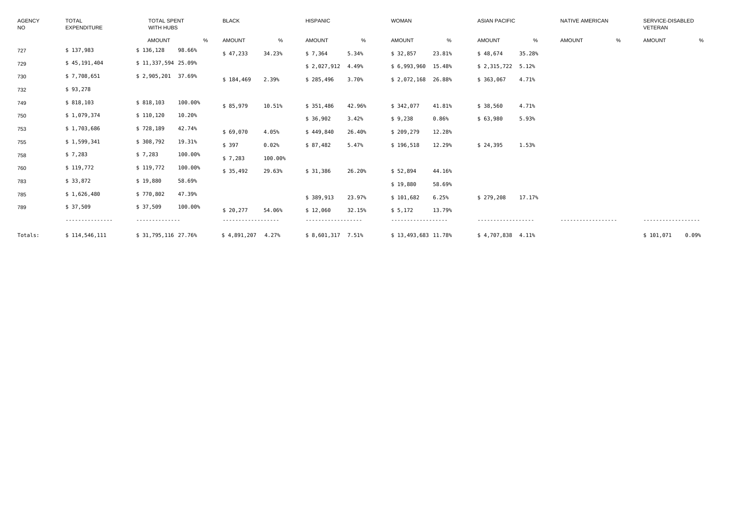| AGENCY NO | TOTAL EXPENDITURE | TOTAL SPENT WITH HUBS | | BLACK | | HISPANIC | | WOMAN | | ASIAN PACIFIC | | NATIVE AMERICAN | | SERVICE-DISABLED VETERAN | |
|---|---|---|---|---|---|---|---|---|---|---|---|---|---|---|---|
| | | AMOUNT | % | AMOUNT | % | AMOUNT | % | AMOUNT | % | AMOUNT | % | AMOUNT | % | AMOUNT | % |
| 727 | $ 137,983 | $ 136,128 | 98.66% | $ 47,233 | 34.23% | $ 7,364 | 5.34% | $ 32,857 | 23.81% | $ 48,674 | 35.28% | | | | |
| 729 | $ 45,191,404 | $ 11,337,594 | 25.09% | | | $ 2,027,912 | 4.49% | $ 6,993,960 | 15.48% | $ 2,315,722 | 5.12% | | | | |
| 730 | $ 7,708,651 | $ 2,905,201 | 37.69% | $ 184,469 | 2.39% | $ 285,496 | 3.70% | $ 2,072,168 | 26.88% | $ 363,067 | 4.71% | | | | |
| 732 | $ 93,278 | | | | | | | | | | | | | | |
| 749 | $ 818,103 | $ 818,103 | 100.00% | $ 85,979 | 10.51% | $ 351,486 | 42.96% | $ 342,077 | 41.81% | $ 38,560 | 4.71% | | | | |
| 750 | $ 1,079,374 | $ 110,120 | 10.20% | | | $ 36,902 | 3.42% | $ 9,238 | 0.86% | $ 63,980 | 5.93% | | | | |
| 753 | $ 1,703,686 | $ 728,189 | 42.74% | $ 69,070 | 4.05% | $ 449,840 | 26.40% | $ 209,279 | 12.28% | | | | | | |
| 755 | $ 1,599,341 | $ 308,792 | 19.31% | $ 397 | 0.02% | $ 87,482 | 5.47% | $ 196,518 | 12.29% | $ 24,395 | 1.53% | | | | |
| 758 | $ 7,283 | $ 7,283 | 100.00% | $ 7,283 | 100.00% | | | | | | | | | | |
| 760 | $ 119,772 | $ 119,772 | 100.00% | $ 35,492 | 29.63% | $ 31,386 | 26.20% | $ 52,894 | 44.16% | | | | | | |
| 783 | $ 33,872 | $ 19,880 | 58.69% | | | | | $ 19,880 | 58.69% | | | | | | |
| 785 | $ 1,626,480 | $ 770,802 | 47.39% | | | $ 389,913 | 23.97% | $ 101,682 | 6.25% | $ 279,208 | 17.17% | | | | |
| 789 | $ 37,509 | $ 37,509 | 100.00% | $ 20,277 | 54.06% | $ 12,060 | 32.15% | $ 5,172 | 13.79% | | | | | | |
| Totals: | $ 114,546,111 | $ 31,795,116 | 27.76% | $ 4,891,207 | 4.27% | $ 8,601,317 | 7.51% | $ 13,493,683 | 11.78% | $ 4,707,838 | 4.11% | | | $ 101,071 | 0.09% |